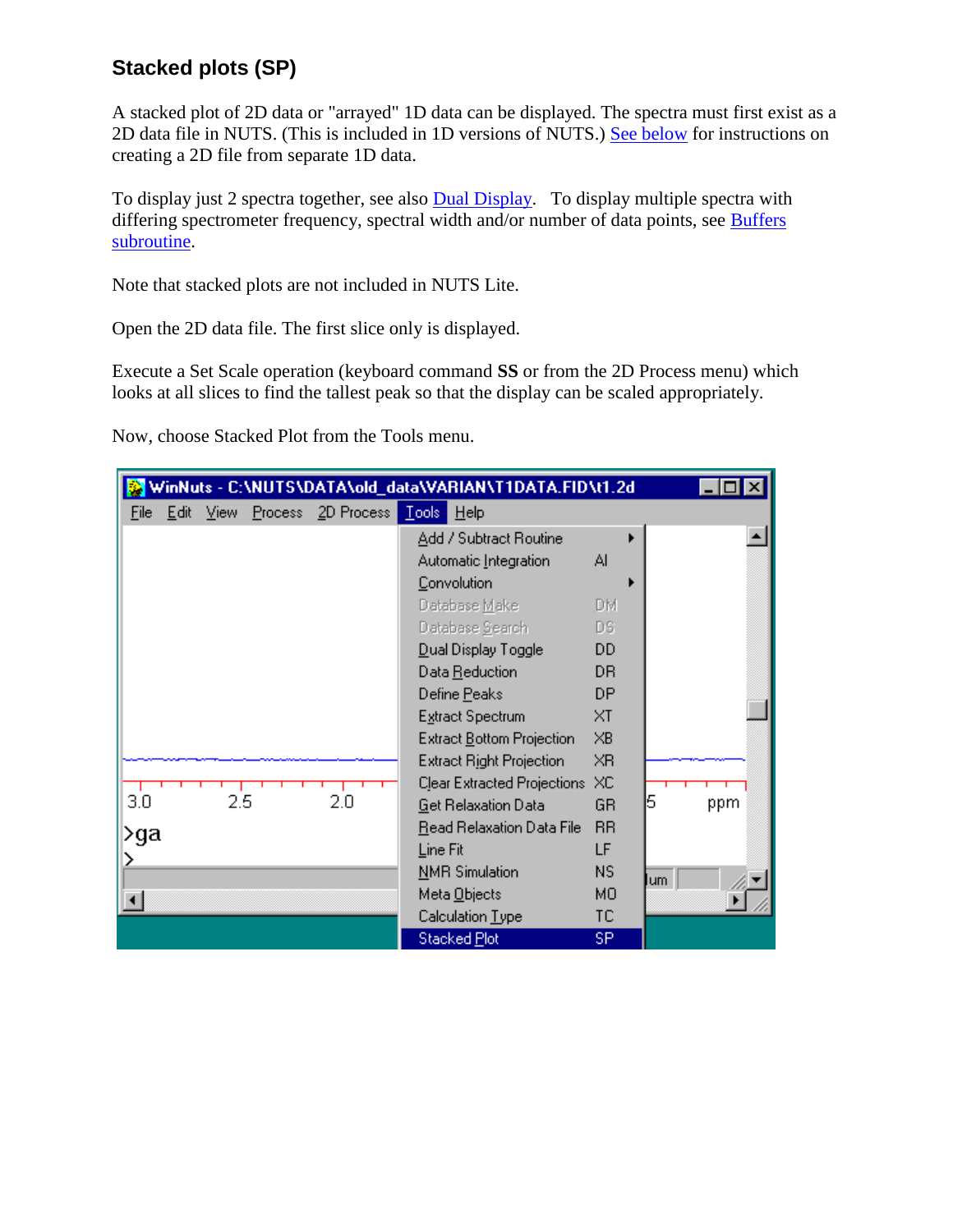## Stacked plots (SP)

A stacked plot of 2D data or "arrayed" 1D data can be displayed. The spectra must first exist as a 2D data file in NUTS. (This is included in 1D versions of NUTS.) See below for instructions on creating a 2D file from separate 1D data.

To display just 2 spectra together, see also Dual Display. To display multiple spectra with differing spectrometer frequency, spectral width and/or number of data points, see Buffers subroutine.

Note that stacked plots are not included in NUTS Lite.

Open the 2D data file. The first slice only is displayed.

Execute a Set Scale operation (keyboard command **SS** or from the 2D Process menu) which looks at all slices to find the tallest peak so that the display can be scaled appropriately.

Now, choose Stacked Plot from the Tools menu.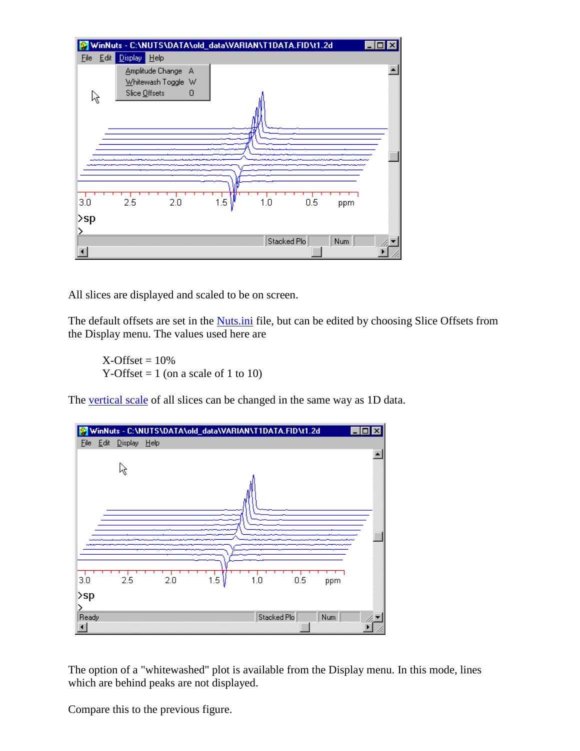All slices are displayed and scaled to be on screen.

The default offsets are set in the Nuts.ini file, but can be edited by choosing Slice Offsets from the Display menu. The values used here are

X-Offset = 10%
Y-Offset = 1 (on a scale of 1 to 10)

The vertical scale of all slices can be changed in the same way as 1D data.

The option of a "whitewashed" plot is available from the Display menu. In this mode, lines which are behind peaks are not displayed.

Compare this to the previous figure.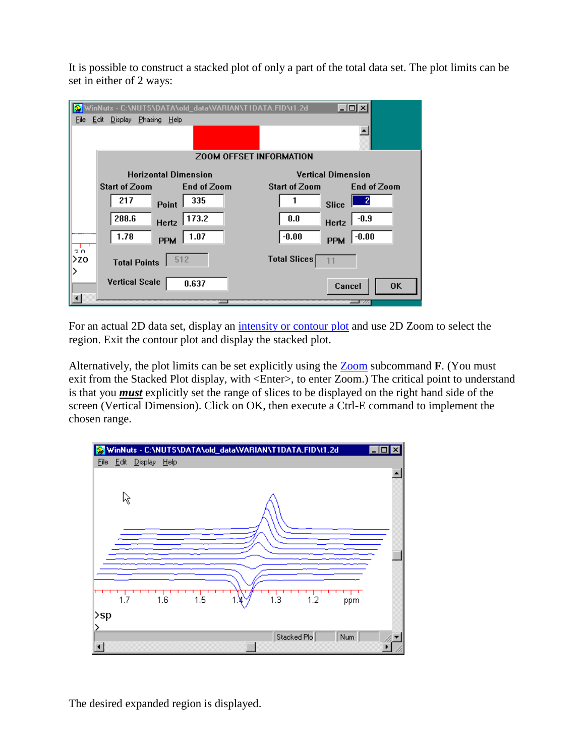It is possible to construct a stacked plot of only a part of the total data set. The plot limits can be set in either of 2 ways:

For an actual 2D data set, display an intensity or contour plot and use 2D Zoom to select the region. Exit the contour plot and display the stacked plot.

Alternatively, the plot limits can be set explicitly using the Zoom subcommand **F**. (You must exit from the Stacked Plot display, with <Enter>, to enter Zoom.) The critical point to understand is that you ***must*** explicitly set the range of slices to be displayed on the right hand side of the screen (Vertical Dimension). Click on OK, then execute a Ctrl-E command to implement the chosen range.

The desired expanded region is displayed.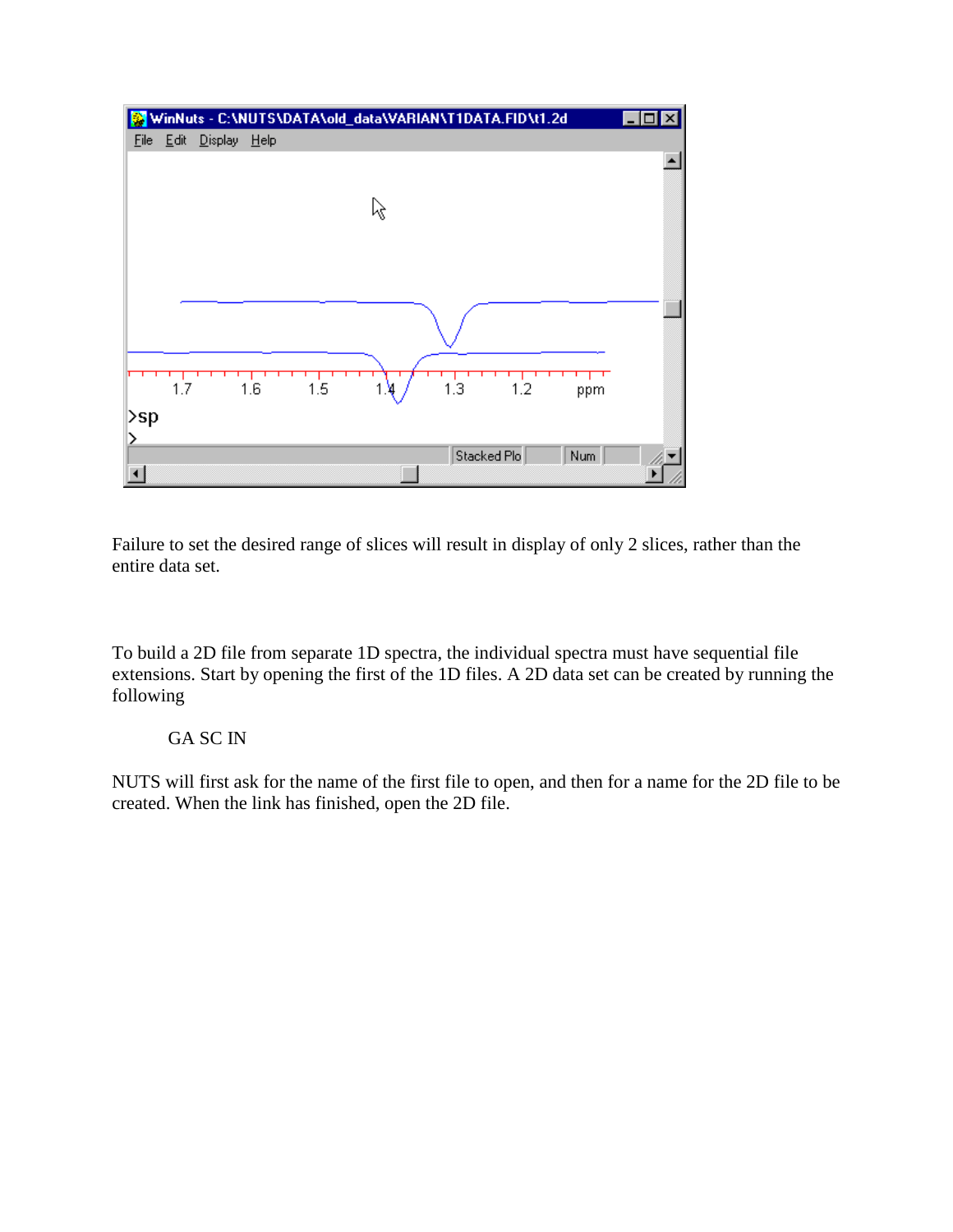WinNuts - C:\NUTS\DATA\old_data\VARIAN\T1DATA.FID\t1.2d

File Edit Display Help

1.7 1.6 1.5 1.4 1.3 1.2 ppm

>sp

>

Stacked Plo Num

Failure to set the desired range of slices will result in display of only 2 slices, rather than the entire data set.

To build a 2D file from separate 1D spectra, the individual spectra must have sequential file extensions. Start by opening the first of the 1D files. A 2D data set can be created by running the following

```
GA SC IN
```

NUTS will first ask for the name of the first file to open, and then for a name for the 2D file to be created. When the link has finished, open the 2D file.